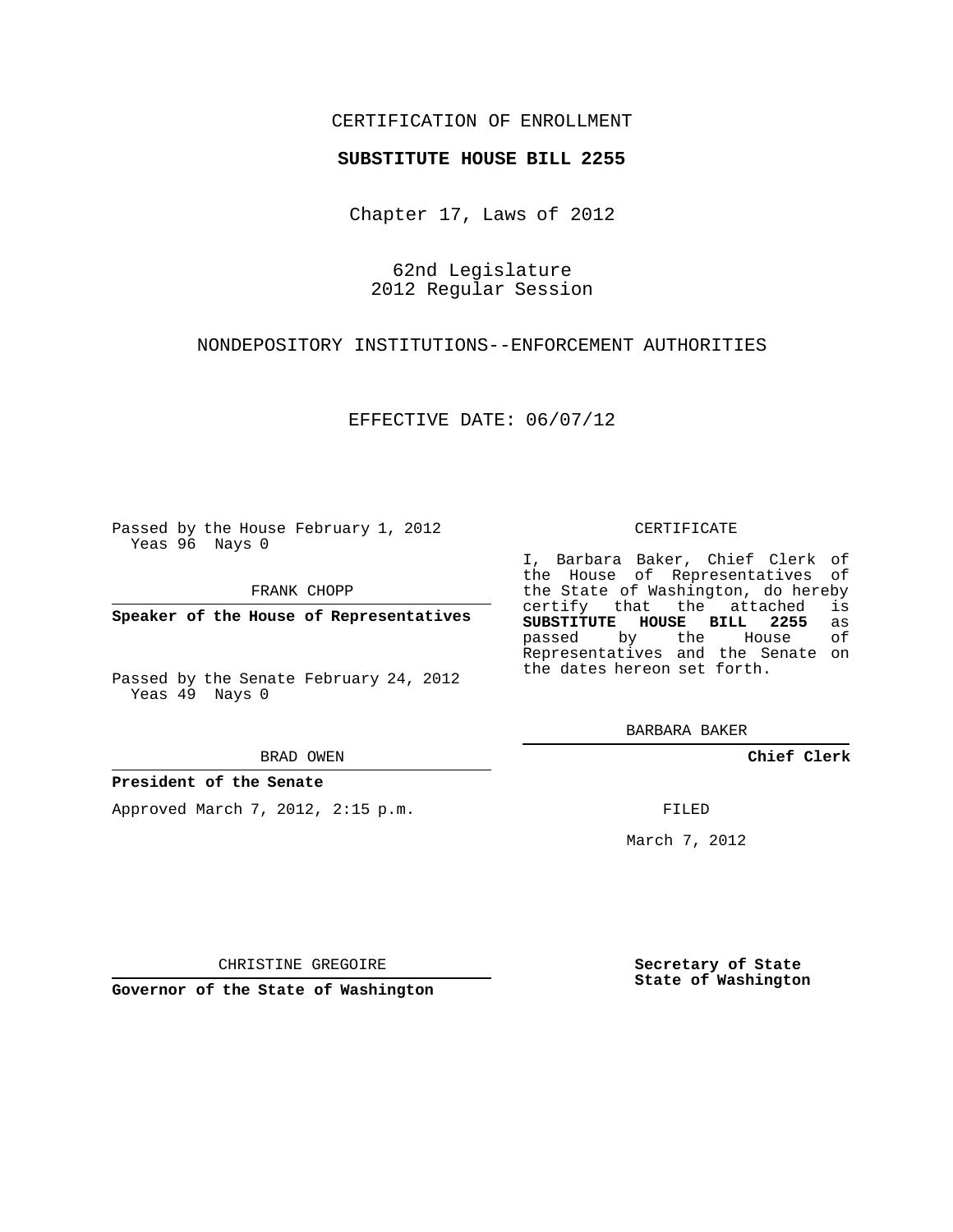CERTIFICATION OF ENROLLMENT

**SUBSTITUTE HOUSE BILL 2255**

Chapter 17, Laws of 2012

62nd Legislature
2012 Regular Session

NONDEPOSITORY INSTITUTIONS--ENFORCEMENT AUTHORITIES

EFFECTIVE DATE: 06/07/12

Passed by the House February 1, 2012
Yeas 96 Nays 0

FRANK CHOPP

**Speaker of the House of Representatives**

Passed by the Senate February 24, 2012
Yeas 49 Nays 0

BRAD OWEN

**President of the Senate**

Approved March 7, 2012, 2:15 p.m.

CHRISTINE GREGOIRE

**Governor of the State of Washington**

CERTIFICATE

I, Barbara Baker, Chief Clerk of the House of Representatives of the State of Washington, do hereby certify that the attached is **SUBSTITUTE HOUSE BILL 2255** as passed by the House of Representatives and the Senate on the dates hereon set forth.

BARBARA BAKER

**Chief Clerk**

FILED

March 7, 2012

**Secretary of State**
**State of Washington**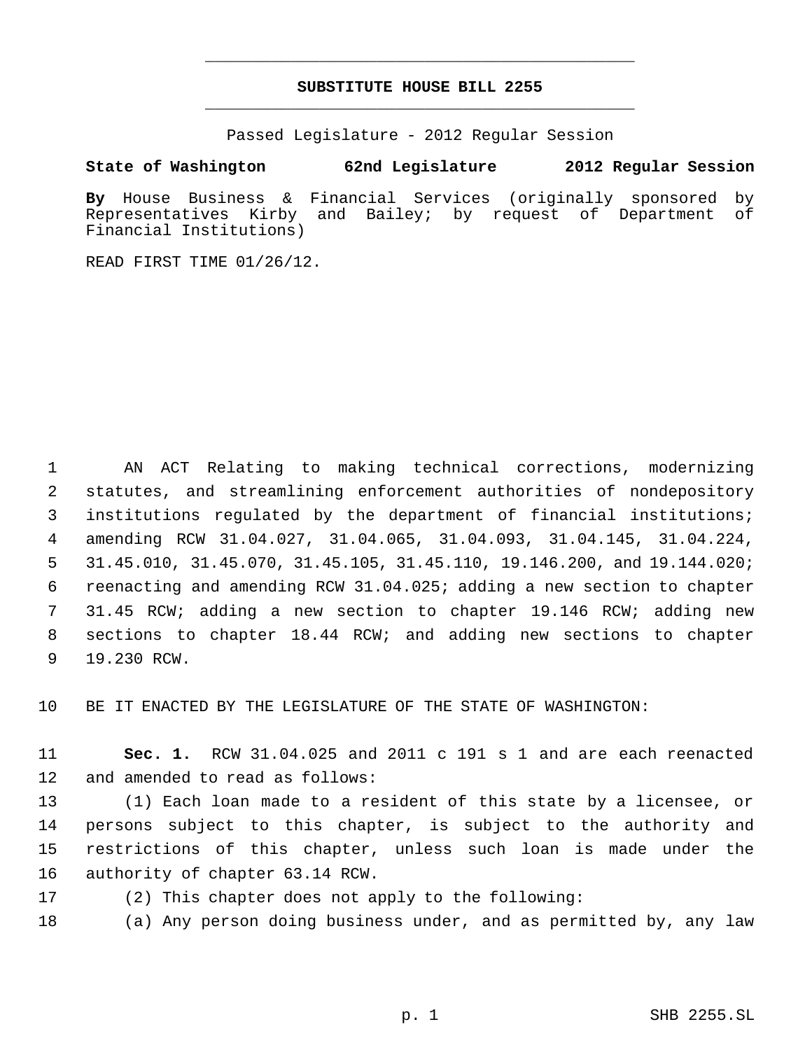# SUBSTITUTE HOUSE BILL 2255

Passed Legislature - 2012 Regular Session

**State of Washington 62nd Legislature 2012 Regular Session**

**By** House Business & Financial Services (originally sponsored by Representatives Kirby and Bailey; by request of Department of Financial Institutions)

READ FIRST TIME 01/26/12.

AN ACT Relating to making technical corrections, modernizing statutes, and streamlining enforcement authorities of nondepository institutions regulated by the department of financial institutions; amending RCW 31.04.027, 31.04.065, 31.04.093, 31.04.145, 31.04.224, 31.45.010, 31.45.070, 31.45.105, 31.45.110, 19.146.200, and 19.144.020; reenacting and amending RCW 31.04.025; adding a new section to chapter 31.45 RCW; adding a new section to chapter 19.146 RCW; adding new sections to chapter 18.44 RCW; and adding new sections to chapter 19.230 RCW.

BE IT ENACTED BY THE LEGISLATURE OF THE STATE OF WASHINGTON:

**Sec. 1.** RCW 31.04.025 and 2011 c 191 s 1 and are each reenacted and amended to read as follows:

(1) Each loan made to a resident of this state by a licensee, or persons subject to this chapter, is subject to the authority and restrictions of this chapter, unless such loan is made under the authority of chapter 63.14 RCW.

(2) This chapter does not apply to the following:

(a) Any person doing business under, and as permitted by, any law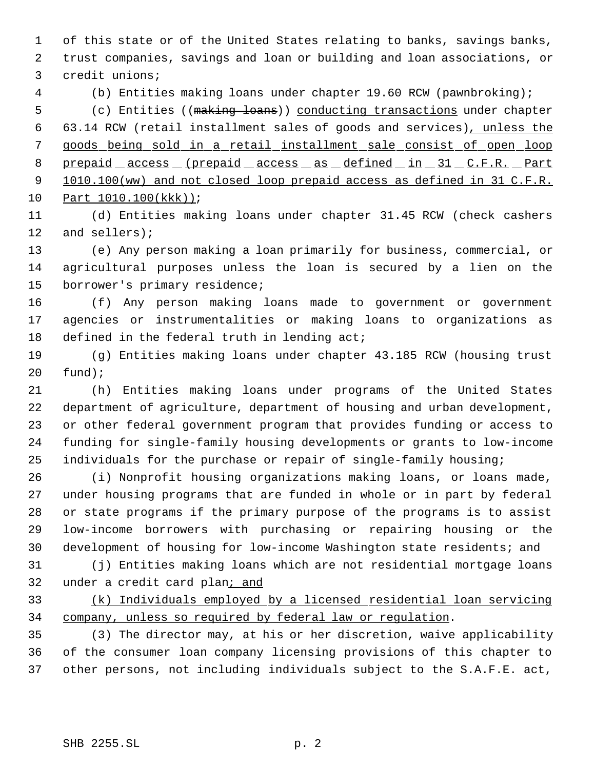of this state or of the United States relating to banks, savings banks, trust companies, savings and loan or building and loan associations, or credit unions;

(b) Entities making loans under chapter 19.60 RCW (pawnbroking);

(c) Entities ((~~making loans~~)) conducting transactions under chapter 63.14 RCW (retail installment sales of goods and services), unless the goods being sold in a retail installment sale consist of open loop prepaid access (prepaid access as defined in 31 C.F.R. Part 1010.100(ww) and not closed loop prepaid access as defined in 31 C.F.R. Part 1010.100(kkk));

(d) Entities making loans under chapter 31.45 RCW (check cashers and sellers);

(e) Any person making a loan primarily for business, commercial, or agricultural purposes unless the loan is secured by a lien on the borrower's primary residence;

(f) Any person making loans made to government or government agencies or instrumentalities or making loans to organizations as defined in the federal truth in lending act;

(g) Entities making loans under chapter 43.185 RCW (housing trust fund);

(h) Entities making loans under programs of the United States department of agriculture, department of housing and urban development, or other federal government program that provides funding or access to funding for single-family housing developments or grants to low-income individuals for the purchase or repair of single-family housing;

(i) Nonprofit housing organizations making loans, or loans made, under housing programs that are funded in whole or in part by federal or state programs if the primary purpose of the programs is to assist low-income borrowers with purchasing or repairing housing or the development of housing for low-income Washington state residents; and

(j) Entities making loans which are not residential mortgage loans under a credit card plan; and

(k) Individuals employed by a licensed residential loan servicing company, unless so required by federal law or regulation.

(3) The director may, at his or her discretion, waive applicability of the consumer loan company licensing provisions of this chapter to other persons, not including individuals subject to the S.A.F.E. act,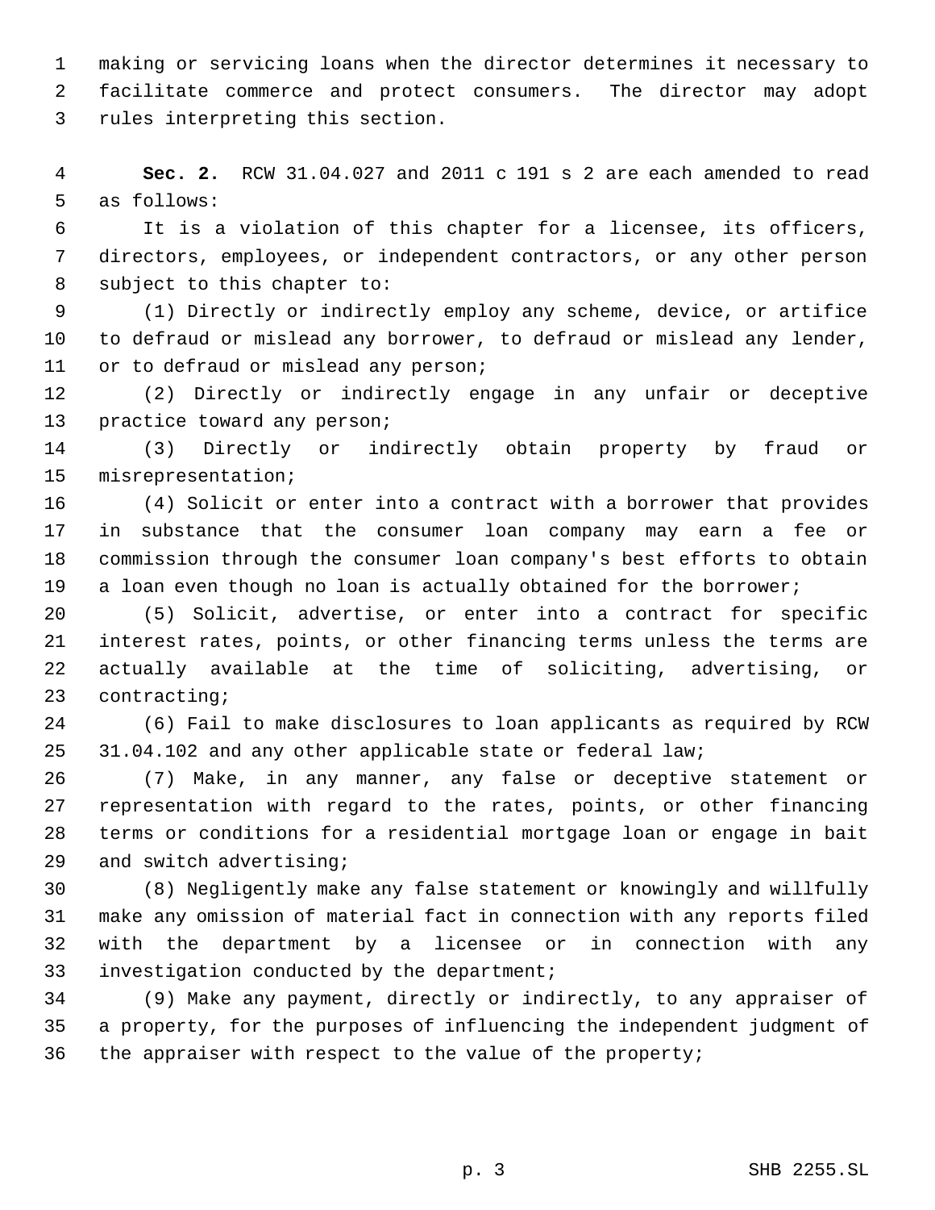making or servicing loans when the director determines it necessary to facilitate commerce and protect consumers. The director may adopt rules interpreting this section.

**Sec. 2.** RCW 31.04.027 and 2011 c 191 s 2 are each amended to read as follows:

It is a violation of this chapter for a licensee, its officers, directors, employees, or independent contractors, or any other person subject to this chapter to:

(1) Directly or indirectly employ any scheme, device, or artifice to defraud or mislead any borrower, to defraud or mislead any lender, or to defraud or mislead any person;

(2) Directly or indirectly engage in any unfair or deceptive practice toward any person;

(3) Directly or indirectly obtain property by fraud or misrepresentation;

(4) Solicit or enter into a contract with a borrower that provides in substance that the consumer loan company may earn a fee or commission through the consumer loan company's best efforts to obtain a loan even though no loan is actually obtained for the borrower;

(5) Solicit, advertise, or enter into a contract for specific interest rates, points, or other financing terms unless the terms are actually available at the time of soliciting, advertising, or contracting;

(6) Fail to make disclosures to loan applicants as required by RCW 31.04.102 and any other applicable state or federal law;

(7) Make, in any manner, any false or deceptive statement or representation with regard to the rates, points, or other financing terms or conditions for a residential mortgage loan or engage in bait and switch advertising;

(8) Negligently make any false statement or knowingly and willfully make any omission of material fact in connection with any reports filed with the department by a licensee or in connection with any investigation conducted by the department;

(9) Make any payment, directly or indirectly, to any appraiser of a property, for the purposes of influencing the independent judgment of the appraiser with respect to the value of the property;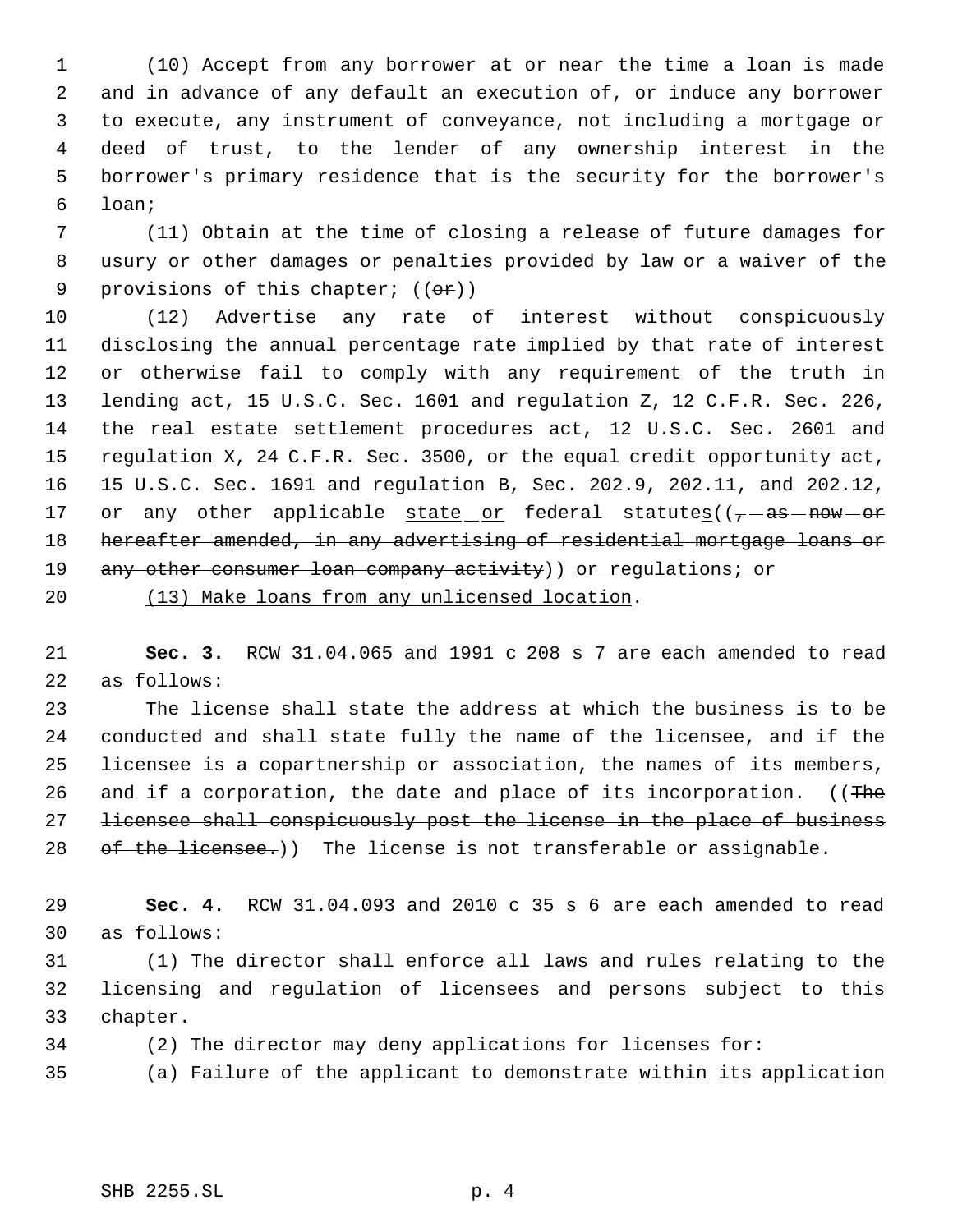(10) Accept from any borrower at or near the time a loan is made and in advance of any default an execution of, or induce any borrower to execute, any instrument of conveyance, not including a mortgage or deed of trust, to the lender of any ownership interest in the borrower's primary residence that is the security for the borrower's loan;

(11) Obtain at the time of closing a release of future damages for usury or other damages or penalties provided by law or a waiver of the provisions of this chapter; ((~~or~~))

(12) Advertise any rate of interest without conspicuously disclosing the annual percentage rate implied by that rate of interest or otherwise fail to comply with any requirement of the truth in lending act, 15 U.S.C. Sec. 1601 and regulation Z, 12 C.F.R. Sec. 226, the real estate settlement procedures act, 12 U.S.C. Sec. 2601 and regulation X, 24 C.F.R. Sec. 3500, or the equal credit opportunity act, 15 U.S.C. Sec. 1691 and regulation B, Sec. 202.9, 202.11, and 202.12, or any other applicable <u>state or</u> federal statute<u>s</u>((~~, as now or hereafter amended, in any advertising of residential mortgage loans or any other consumer loan company activity~~)) <u>or regulations; or</u>

<u>(13) Make loans from any unlicensed location</u>.

**Sec. 3.** RCW 31.04.065 and 1991 c 208 s 7 are each amended to read as follows:

The license shall state the address at which the business is to be conducted and shall state fully the name of the licensee, and if the licensee is a copartnership or association, the names of its members, and if a corporation, the date and place of its incorporation. ((~~The licensee shall conspicuously post the license in the place of business of the licensee.~~)) The license is not transferable or assignable.

**Sec. 4.** RCW 31.04.093 and 2010 c 35 s 6 are each amended to read as follows:

(1) The director shall enforce all laws and rules relating to the licensing and regulation of licensees and persons subject to this chapter.

(2) The director may deny applications for licenses for:

(a) Failure of the applicant to demonstrate within its application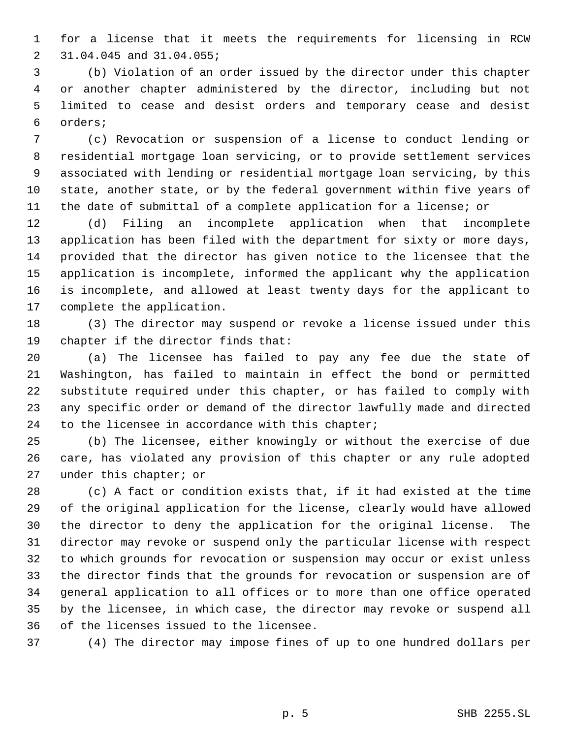for a license that it meets the requirements for licensing in RCW 31.04.045 and 31.04.055;

(b) Violation of an order issued by the director under this chapter or another chapter administered by the director, including but not limited to cease and desist orders and temporary cease and desist orders;

(c) Revocation or suspension of a license to conduct lending or residential mortgage loan servicing, or to provide settlement services associated with lending or residential mortgage loan servicing, by this state, another state, or by the federal government within five years of the date of submittal of a complete application for a license; or

(d) Filing an incomplete application when that incomplete application has been filed with the department for sixty or more days, provided that the director has given notice to the licensee that the application is incomplete, informed the applicant why the application is incomplete, and allowed at least twenty days for the applicant to complete the application.

(3) The director may suspend or revoke a license issued under this chapter if the director finds that:

(a) The licensee has failed to pay any fee due the state of Washington, has failed to maintain in effect the bond or permitted substitute required under this chapter, or has failed to comply with any specific order or demand of the director lawfully made and directed to the licensee in accordance with this chapter;

(b) The licensee, either knowingly or without the exercise of due care, has violated any provision of this chapter or any rule adopted under this chapter; or

(c) A fact or condition exists that, if it had existed at the time of the original application for the license, clearly would have allowed the director to deny the application for the original license. The director may revoke or suspend only the particular license with respect to which grounds for revocation or suspension may occur or exist unless the director finds that the grounds for revocation or suspension are of general application to all offices or to more than one office operated by the licensee, in which case, the director may revoke or suspend all of the licenses issued to the licensee.

(4) The director may impose fines of up to one hundred dollars per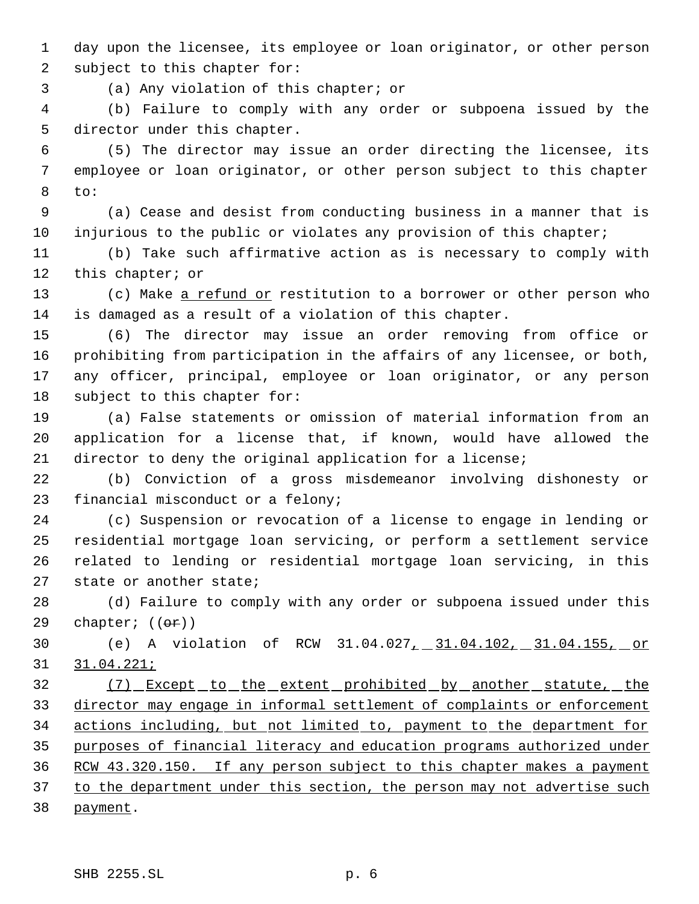day upon the licensee, its employee or loan originator, or other person subject to this chapter for:

(a) Any violation of this chapter; or

(b) Failure to comply with any order or subpoena issued by the director under this chapter.

(5) The director may issue an order directing the licensee, its employee or loan originator, or other person subject to this chapter to:

(a) Cease and desist from conducting business in a manner that is injurious to the public or violates any provision of this chapter;

(b) Take such affirmative action as is necessary to comply with this chapter; or

(c) Make a refund or restitution to a borrower or other person who is damaged as a result of a violation of this chapter.

(6) The director may issue an order removing from office or prohibiting from participation in the affairs of any licensee, or both, any officer, principal, employee or loan originator, or any person subject to this chapter for:

(a) False statements or omission of material information from an application for a license that, if known, would have allowed the director to deny the original application for a license;

(b) Conviction of a gross misdemeanor involving dishonesty or financial misconduct or a felony;

(c) Suspension or revocation of a license to engage in lending or residential mortgage loan servicing, or perform a settlement service related to lending or residential mortgage loan servicing, in this state or another state;

(d) Failure to comply with any order or subpoena issued under this chapter; ((or))

(e) A violation of RCW 31.04.027, 31.04.102, 31.04.155, or 31.04.221;

(7) Except to the extent prohibited by another statute, the director may engage in informal settlement of complaints or enforcement actions including, but not limited to, payment to the department for purposes of financial literacy and education programs authorized under RCW 43.320.150. If any person subject to this chapter makes a payment to the department under this section, the person may not advertise such payment.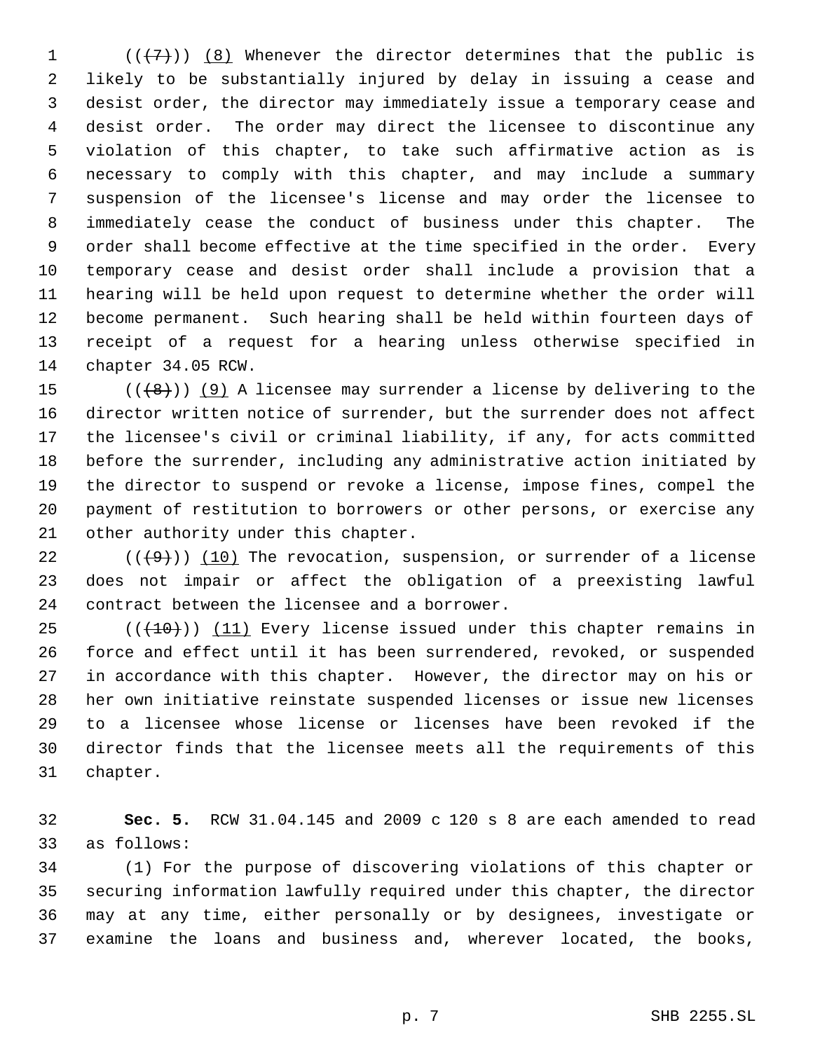(((7))) <u>(8)</u> Whenever the director determines that the public is likely to be substantially injured by delay in issuing a cease and desist order, the director may immediately issue a temporary cease and desist order. The order may direct the licensee to discontinue any violation of this chapter, to take such affirmative action as is necessary to comply with this chapter, and may include a summary suspension of the licensee's license and may order the licensee to immediately cease the conduct of business under this chapter. The order shall become effective at the time specified in the order. Every temporary cease and desist order shall include a provision that a hearing will be held upon request to determine whether the order will become permanent. Such hearing shall be held within fourteen days of receipt of a request for a hearing unless otherwise specified in chapter 34.05 RCW.

(((8))) <u>(9)</u> A licensee may surrender a license by delivering to the director written notice of surrender, but the surrender does not affect the licensee's civil or criminal liability, if any, for acts committed before the surrender, including any administrative action initiated by the director to suspend or revoke a license, impose fines, compel the payment of restitution to borrowers or other persons, or exercise any other authority under this chapter.

(((9))) <u>(10)</u> The revocation, suspension, or surrender of a license does not impair or affect the obligation of a preexisting lawful contract between the licensee and a borrower.

(((10))) <u>(11)</u> Every license issued under this chapter remains in force and effect until it has been surrendered, revoked, or suspended in accordance with this chapter. However, the director may on his or her own initiative reinstate suspended licenses or issue new licenses to a licensee whose license or licenses have been revoked if the director finds that the licensee meets all the requirements of this chapter.

**Sec. 5.** RCW 31.04.145 and 2009 c 120 s 8 are each amended to read as follows:

(1) For the purpose of discovering violations of this chapter or securing information lawfully required under this chapter, the director may at any time, either personally or by designees, investigate or examine the loans and business and, wherever located, the books,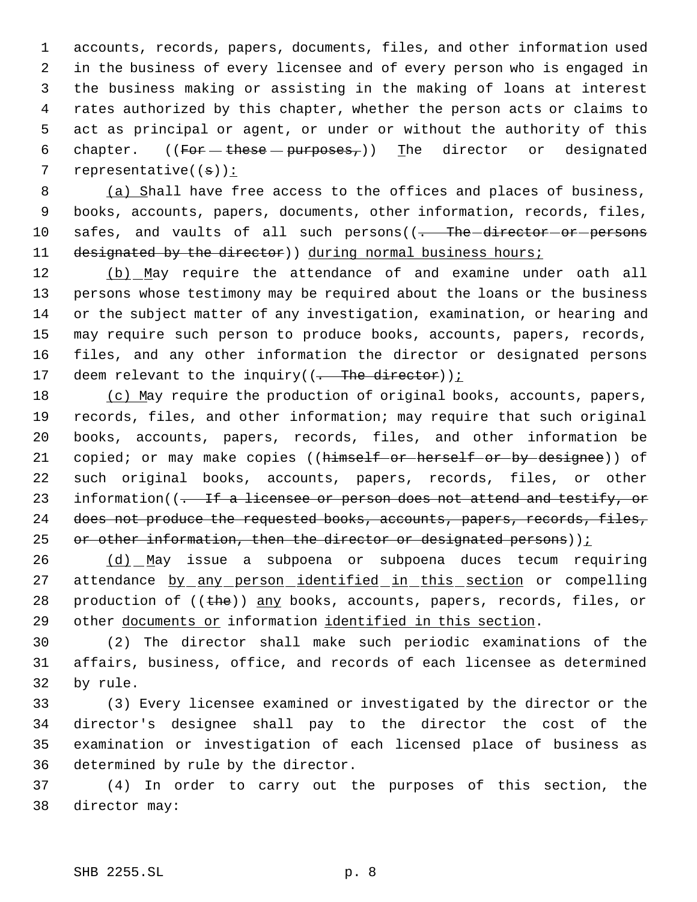accounts, records, papers, documents, files, and other information used in the business of every licensee and of every person who is engaged in the business making or assisting in the making of loans at interest rates authorized by this chapter, whether the person acts or claims to act as principal or agent, or under or without the authority of this chapter. ((~~For these purposes,~~)) <u>T</u>he director or designated representative((~~s~~))<u>:</u>

<u>(a) S</u>hall have free access to the offices and places of business, books, accounts, papers, documents, other information, records, files, safes, and vaults of all such persons((~~. The director or persons designated by the director~~)) <u>during normal business hours;</u>

<u>(b) M</u>ay require the attendance of and examine under oath all persons whose testimony may be required about the loans or the business or the subject matter of any investigation, examination, or hearing and may require such person to produce books, accounts, papers, records, files, and any other information the director or designated persons deem relevant to the inquiry((~~. The director~~))<u>;</u>

<u>(c) M</u>ay require the production of original books, accounts, papers, records, files, and other information; may require that such original books, accounts, papers, records, files, and other information be copied; or may make copies ((~~himself or herself or by designee~~)) of such original books, accounts, papers, records, files, or other information((~~. If a licensee or person does not attend and testify, or does not produce the requested books, accounts, papers, records, files, or other information, then the director or designated persons~~))<u>;</u>

<u>(d) M</u>ay issue a subpoena or subpoena duces tecum requiring attendance <u>by any person identified in this section</u> or compelling production of ((~~the~~)) <u>any</u> books, accounts, papers, records, files, or other <u>documents or</u> information <u>identified in this section</u>.

(2) The director shall make such periodic examinations of the affairs, business, office, and records of each licensee as determined by rule.

(3) Every licensee examined or investigated by the director or the director's designee shall pay to the director the cost of the examination or investigation of each licensed place of business as determined by rule by the director.

(4) In order to carry out the purposes of this section, the director may: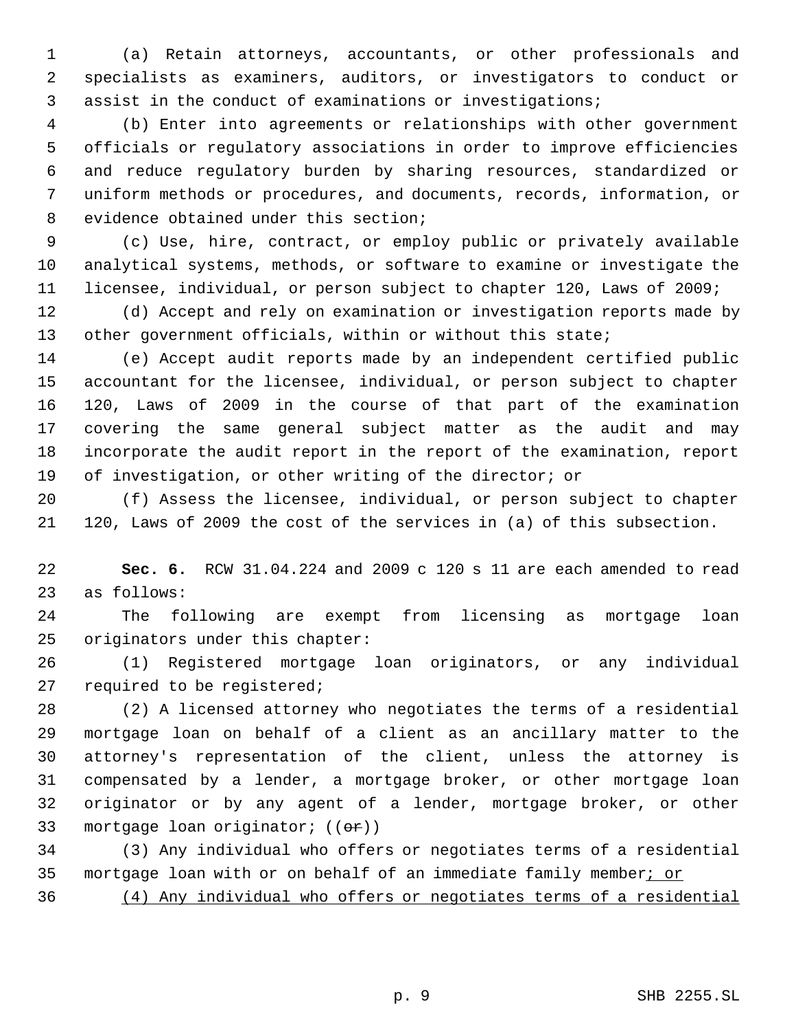(a) Retain attorneys, accountants, or other professionals and specialists as examiners, auditors, or investigators to conduct or assist in the conduct of examinations or investigations;

(b) Enter into agreements or relationships with other government officials or regulatory associations in order to improve efficiencies and reduce regulatory burden by sharing resources, standardized or uniform methods or procedures, and documents, records, information, or evidence obtained under this section;

(c) Use, hire, contract, or employ public or privately available analytical systems, methods, or software to examine or investigate the licensee, individual, or person subject to chapter 120, Laws of 2009;

(d) Accept and rely on examination or investigation reports made by other government officials, within or without this state;

(e) Accept audit reports made by an independent certified public accountant for the licensee, individual, or person subject to chapter 120, Laws of 2009 in the course of that part of the examination covering the same general subject matter as the audit and may incorporate the audit report in the report of the examination, report of investigation, or other writing of the director; or

(f) Assess the licensee, individual, or person subject to chapter 120, Laws of 2009 the cost of the services in (a) of this subsection.

**Sec. 6.** RCW 31.04.224 and 2009 c 120 s 11 are each amended to read as follows:

The following are exempt from licensing as mortgage loan originators under this chapter:

(1) Registered mortgage loan originators, or any individual required to be registered;

(2) A licensed attorney who negotiates the terms of a residential mortgage loan on behalf of a client as an ancillary matter to the attorney's representation of the client, unless the attorney is compensated by a lender, a mortgage broker, or other mortgage loan originator or by any agent of a lender, mortgage broker, or other mortgage loan originator; ((~~or~~))

(3) Any individual who offers or negotiates terms of a residential mortgage loan with or on behalf of an immediate family member; or

(4) Any individual who offers or negotiates terms of a residential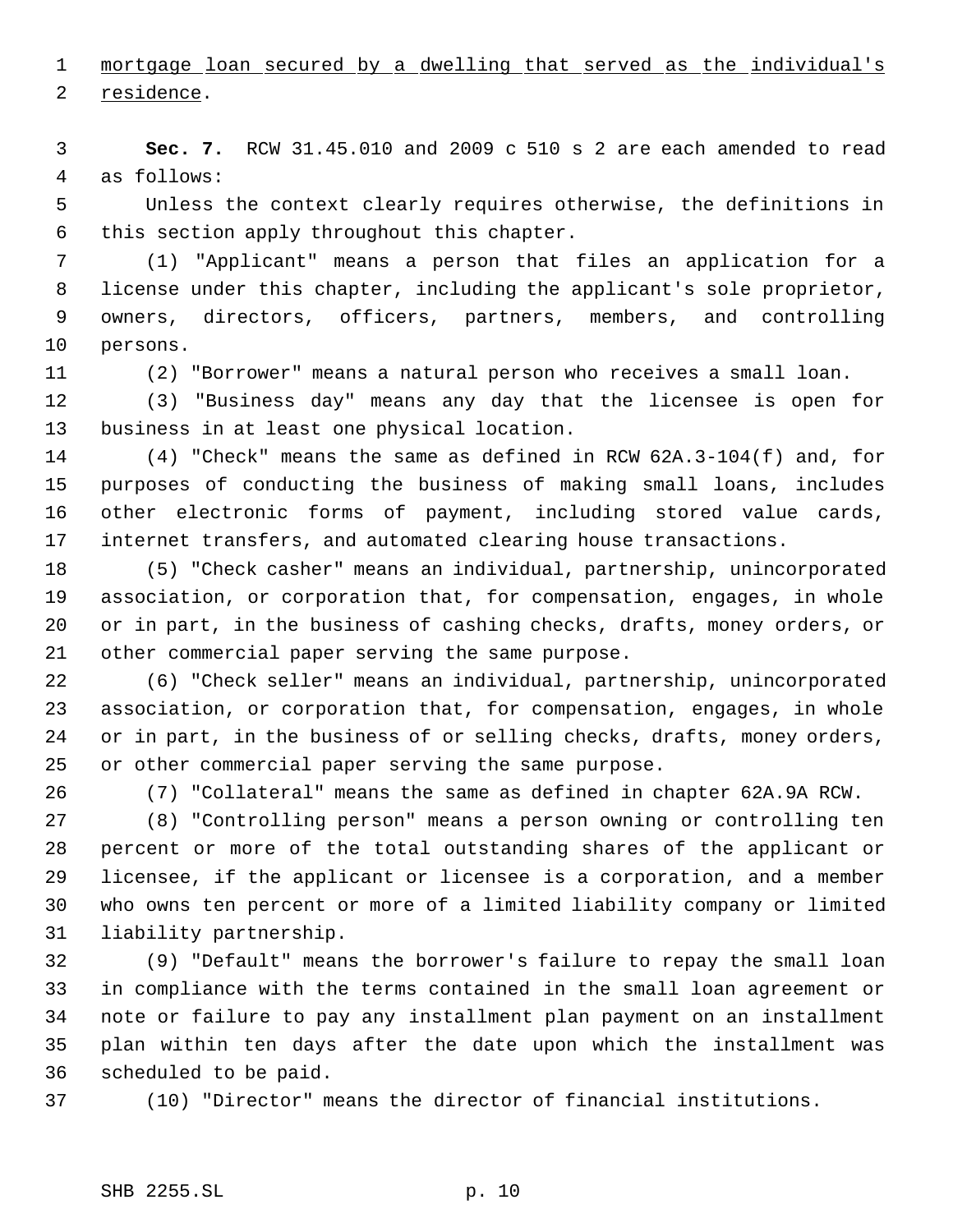mortgage loan secured by a dwelling that served as the individual's residence.

**Sec. 7.** RCW 31.45.010 and 2009 c 510 s 2 are each amended to read as follows:

Unless the context clearly requires otherwise, the definitions in this section apply throughout this chapter.

(1) "Applicant" means a person that files an application for a license under this chapter, including the applicant's sole proprietor, owners, directors, officers, partners, members, and controlling persons.

(2) "Borrower" means a natural person who receives a small loan.

(3) "Business day" means any day that the licensee is open for business in at least one physical location.

(4) "Check" means the same as defined in RCW 62A.3-104(f) and, for purposes of conducting the business of making small loans, includes other electronic forms of payment, including stored value cards, internet transfers, and automated clearing house transactions.

(5) "Check casher" means an individual, partnership, unincorporated association, or corporation that, for compensation, engages, in whole or in part, in the business of cashing checks, drafts, money orders, or other commercial paper serving the same purpose.

(6) "Check seller" means an individual, partnership, unincorporated association, or corporation that, for compensation, engages, in whole or in part, in the business of or selling checks, drafts, money orders, or other commercial paper serving the same purpose.

(7) "Collateral" means the same as defined in chapter 62A.9A RCW.

(8) "Controlling person" means a person owning or controlling ten percent or more of the total outstanding shares of the applicant or licensee, if the applicant or licensee is a corporation, and a member who owns ten percent or more of a limited liability company or limited liability partnership.

(9) "Default" means the borrower's failure to repay the small loan in compliance with the terms contained in the small loan agreement or note or failure to pay any installment plan payment on an installment plan within ten days after the date upon which the installment was scheduled to be paid.

(10) "Director" means the director of financial institutions.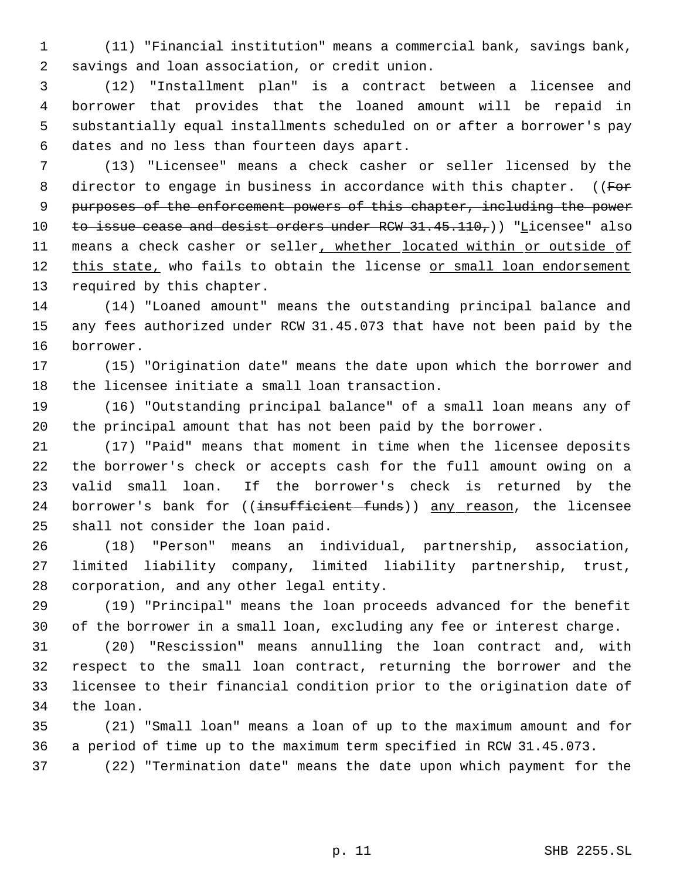(11) "Financial institution" means a commercial bank, savings bank, savings and loan association, or credit union.

(12) "Installment plan" is a contract between a licensee and borrower that provides that the loaned amount will be repaid in substantially equal installments scheduled on or after a borrower's pay dates and no less than fourteen days apart.

(13) "Licensee" means a check casher or seller licensed by the director to engage in business in accordance with this chapter. ((~~For purposes of the enforcement powers of this chapter, including the power to issue cease and desist orders under RCW 31.45.110,~~)) "Licensee" also means a check casher or seller, whether located within or outside of this state, who fails to obtain the license or small loan endorsement required by this chapter.

(14) "Loaned amount" means the outstanding principal balance and any fees authorized under RCW 31.45.073 that have not been paid by the borrower.

(15) "Origination date" means the date upon which the borrower and the licensee initiate a small loan transaction.

(16) "Outstanding principal balance" of a small loan means any of the principal amount that has not been paid by the borrower.

(17) "Paid" means that moment in time when the licensee deposits the borrower's check or accepts cash for the full amount owing on a valid small loan. If the borrower's check is returned by the borrower's bank for ((~~insufficient funds~~)) any reason, the licensee shall not consider the loan paid.

(18) "Person" means an individual, partnership, association, limited liability company, limited liability partnership, trust, corporation, and any other legal entity.

(19) "Principal" means the loan proceeds advanced for the benefit of the borrower in a small loan, excluding any fee or interest charge.

(20) "Rescission" means annulling the loan contract and, with respect to the small loan contract, returning the borrower and the licensee to their financial condition prior to the origination date of the loan.

(21) "Small loan" means a loan of up to the maximum amount and for a period of time up to the maximum term specified in RCW 31.45.073.

(22) "Termination date" means the date upon which payment for the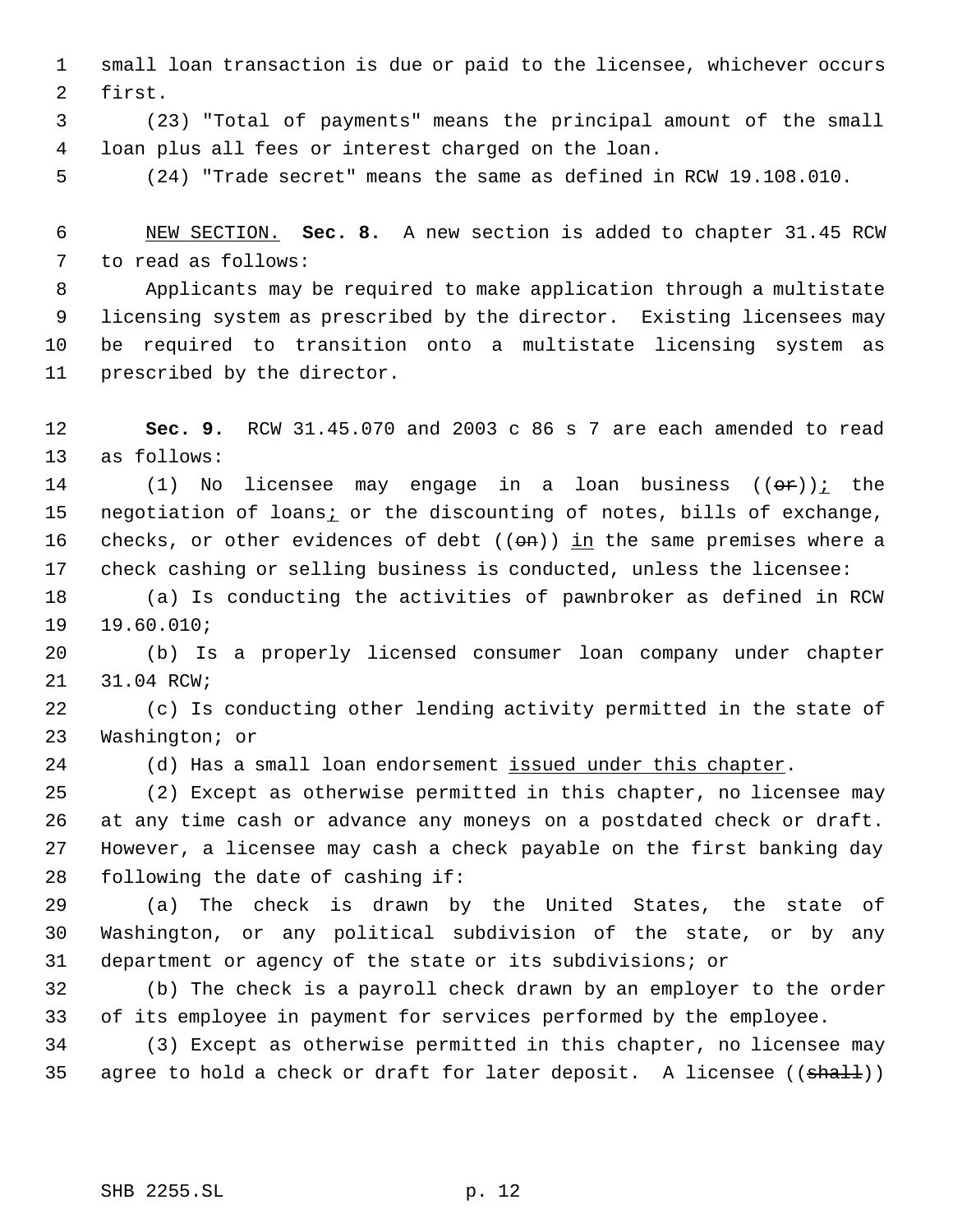small loan transaction is due or paid to the licensee, whichever occurs first.

(23) "Total of payments" means the principal amount of the small loan plus all fees or interest charged on the loan.

(24) "Trade secret" means the same as defined in RCW 19.108.010.

NEW SECTION. **Sec. 8.** A new section is added to chapter 31.45 RCW to read as follows:

Applicants may be required to make application through a multistate licensing system as prescribed by the director. Existing licensees may be required to transition onto a multistate licensing system as prescribed by the director.

**Sec. 9.** RCW 31.45.070 and 2003 c 86 s 7 are each amended to read as follows:

(1) No licensee may engage in a loan business ((~~or~~)); the negotiation of loans; or the discounting of notes, bills of exchange, checks, or other evidences of debt ((~~on~~)) in the same premises where a check cashing or selling business is conducted, unless the licensee:

(a) Is conducting the activities of pawnbroker as defined in RCW 19.60.010;

(b) Is a properly licensed consumer loan company under chapter 31.04 RCW;

(c) Is conducting other lending activity permitted in the state of Washington; or

(d) Has a small loan endorsement issued under this chapter.

(2) Except as otherwise permitted in this chapter, no licensee may at any time cash or advance any moneys on a postdated check or draft. However, a licensee may cash a check payable on the first banking day following the date of cashing if:

(a) The check is drawn by the United States, the state of Washington, or any political subdivision of the state, or by any department or agency of the state or its subdivisions; or

(b) The check is a payroll check drawn by an employer to the order of its employee in payment for services performed by the employee.

(3) Except as otherwise permitted in this chapter, no licensee may agree to hold a check or draft for later deposit. A licensee ((~~shall~~))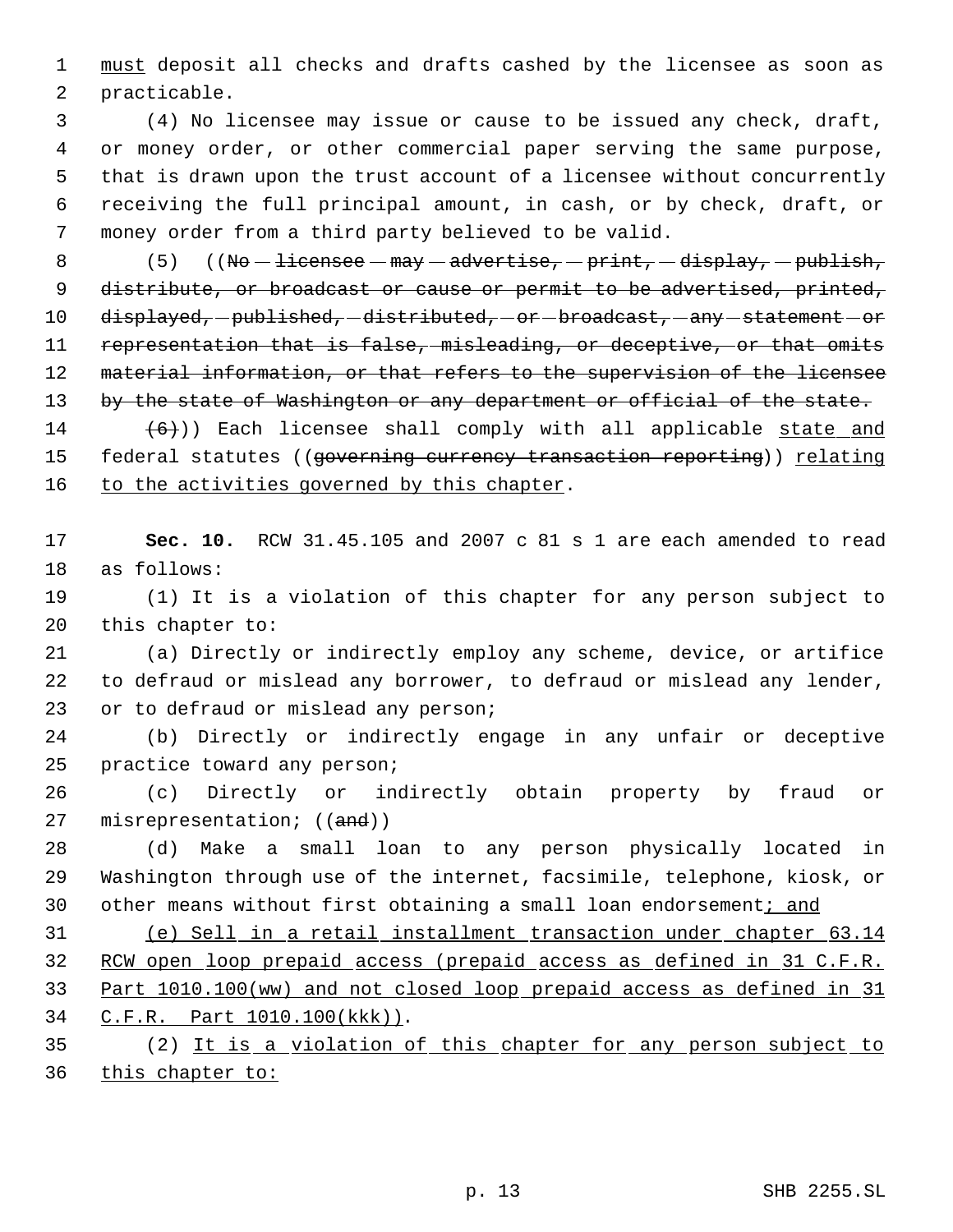must deposit all checks and drafts cashed by the licensee as soon as practicable.

(4) No licensee may issue or cause to be issued any check, draft, or money order, or other commercial paper serving the same purpose, that is drawn upon the trust account of a licensee without concurrently receiving the full principal amount, in cash, or by check, draft, or money order from a third party believed to be valid.

(5) ((~~No licensee may advertise, print, display, publish, distribute, or broadcast or cause or permit to be advertised, printed, displayed, published, distributed, or broadcast, any statement or representation that is false, misleading, or deceptive, or that omits material information, or that refers to the supervision of the licensee by the state of Washington or any department or official of the state.~~

~~(6)~~)) Each licensee shall comply with all applicable <u>state and</u> federal statutes ((~~governing currency transaction reporting~~)) <u>relating to the activities governed by this chapter</u>.

**Sec. 10.** RCW 31.45.105 and 2007 c 81 s 1 are each amended to read as follows:

(1) It is a violation of this chapter for any person subject to this chapter to:

(a) Directly or indirectly employ any scheme, device, or artifice to defraud or mislead any borrower, to defraud or mislead any lender, or to defraud or mislead any person;

(b) Directly or indirectly engage in any unfair or deceptive practice toward any person;

(c) Directly or indirectly obtain property by fraud or misrepresentation; ((~~and~~))

(d) Make a small loan to any person physically located in Washington through use of the internet, facsimile, telephone, kiosk, or other means without first obtaining a small loan endorsement<u>; and</u>

<u>(e) Sell in a retail installment transaction under chapter 63.14 RCW open loop prepaid access (prepaid access as defined in 31 C.F.R. Part 1010.100(ww) and not closed loop prepaid access as defined in 31 C.F.R. Part 1010.100(kkk))</u>.

(2) <u>It is a violation of this chapter for any person subject to this chapter to:</u>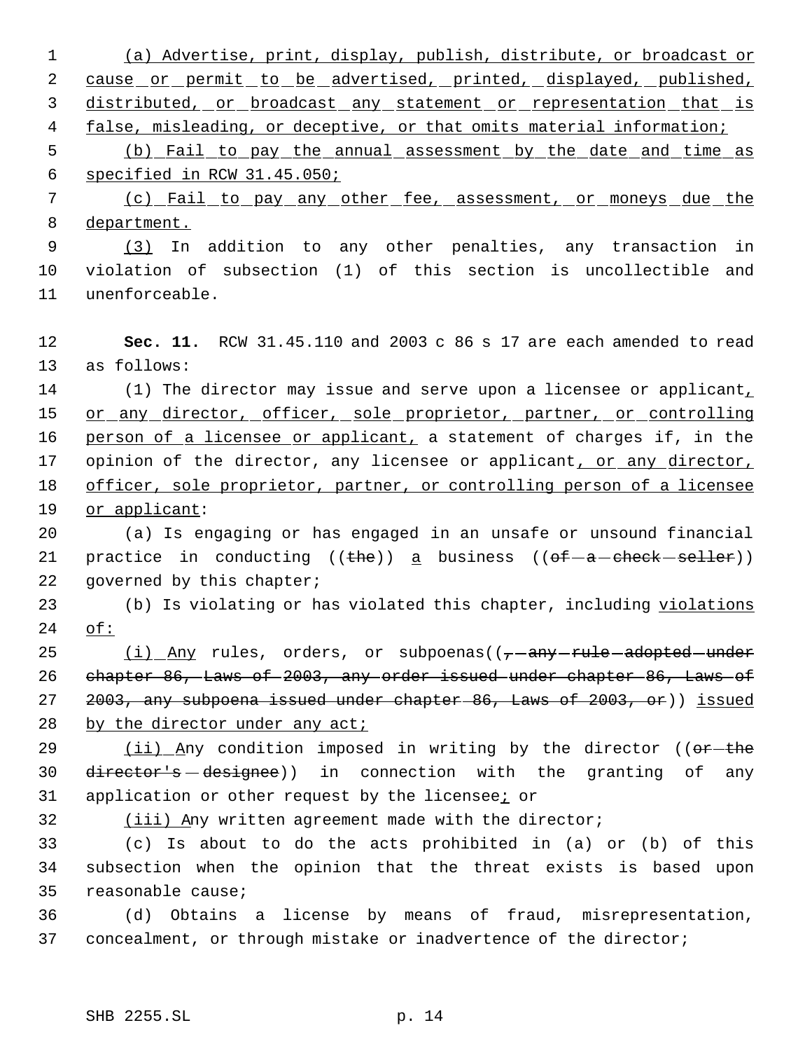(a) Advertise, print, display, publish, distribute, or broadcast or cause or permit to be advertised, printed, displayed, published, distributed, or broadcast any statement or representation that is false, misleading, or deceptive, or that omits material information;

(b) Fail to pay the annual assessment by the date and time as specified in RCW 31.45.050;

(c) Fail to pay any other fee, assessment, or moneys due the department.

(3) In addition to any other penalties, any transaction in violation of subsection (1) of this section is uncollectible and unenforceable.

**Sec. 11.** RCW 31.45.110 and 2003 c 86 s 17 are each amended to read as follows:

(1) The director may issue and serve upon a licensee or applicant, or any director, officer, sole proprietor, partner, or controlling person of a licensee or applicant, a statement of charges if, in the opinion of the director, any licensee or applicant, or any director, officer, sole proprietor, partner, or controlling person of a licensee or applicant:

(a) Is engaging or has engaged in an unsafe or unsound financial practice in conducting ((~~the~~)) a business ((~~of a check seller~~)) governed by this chapter;

(b) Is violating or has violated this chapter, including violations of:

(i) Any rules, orders, or subpoenas((~~, any rule adopted under chapter 86, Laws of 2003, any order issued under chapter 86, Laws of 2003, any subpoena issued under chapter 86, Laws of 2003, or~~)) issued by the director under any act;

(ii) Any condition imposed in writing by the director ((~~or the director's designee~~)) in connection with the granting of any application or other request by the licensee; or

(iii) Any written agreement made with the director;

(c) Is about to do the acts prohibited in (a) or (b) of this subsection when the opinion that the threat exists is based upon reasonable cause;

(d) Obtains a license by means of fraud, misrepresentation, concealment, or through mistake or inadvertence of the director;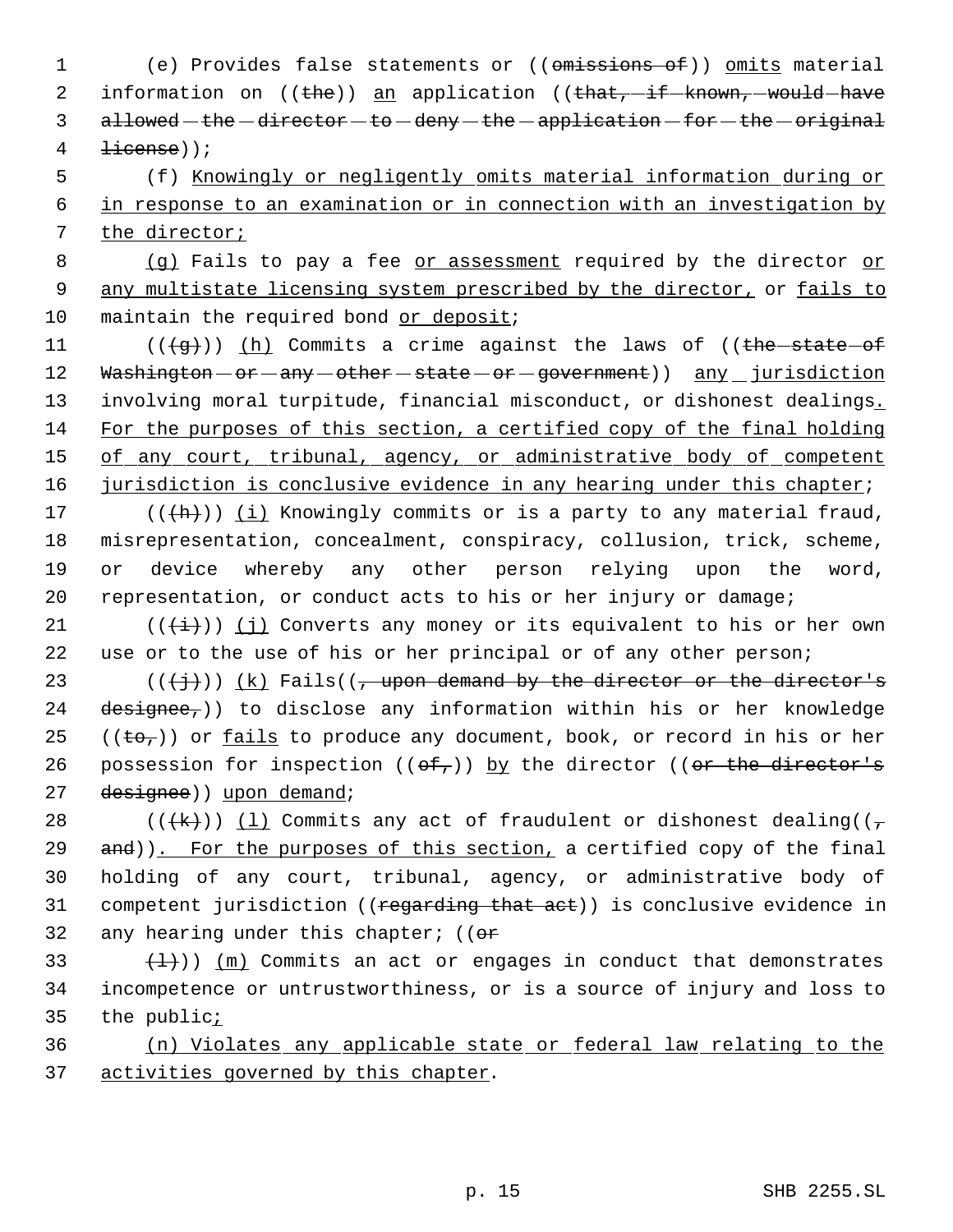(e) Provides false statements or ((omissions of)) omits material information on ((the)) an application ((that, if known, would have allowed the director to deny the application for the original license));

(f) Knowingly or negligently omits material information during or in response to an examination or in connection with an investigation by the director;

(g) Fails to pay a fee or assessment required by the director or any multistate licensing system prescribed by the director, or fails to maintain the required bond or deposit;

(((g))) (h) Commits a crime against the laws of ((the state of Washington or any other state or government)) any jurisdiction involving moral turpitude, financial misconduct, or dishonest dealings. For the purposes of this section, a certified copy of the final holding of any court, tribunal, agency, or administrative body of competent jurisdiction is conclusive evidence in any hearing under this chapter;

(((h))) (i) Knowingly commits or is a party to any material fraud, misrepresentation, concealment, conspiracy, collusion, trick, scheme, or device whereby any other person relying upon the word, representation, or conduct acts to his or her injury or damage;

(((i))) (j) Converts any money or its equivalent to his or her own use or to the use of his or her principal or of any other person;

(((j))) (k) Fails((, upon demand by the director or the director's designee,)) to disclose any information within his or her knowledge ((to,)) or fails to produce any document, book, or record in his or her possession for inspection ((of,)) by the director ((or the director's designee)) upon demand;

(((k))) (l) Commits any act of fraudulent or dishonest dealing((, and)). For the purposes of this section, a certified copy of the final holding of any court, tribunal, agency, or administrative body of competent jurisdiction ((regarding that act)) is conclusive evidence in any hearing under this chapter; ((or

(l))) (m) Commits an act or engages in conduct that demonstrates incompetence or untrustworthiness, or is a source of injury and loss to the public;

(n) Violates any applicable state or federal law relating to the activities governed by this chapter.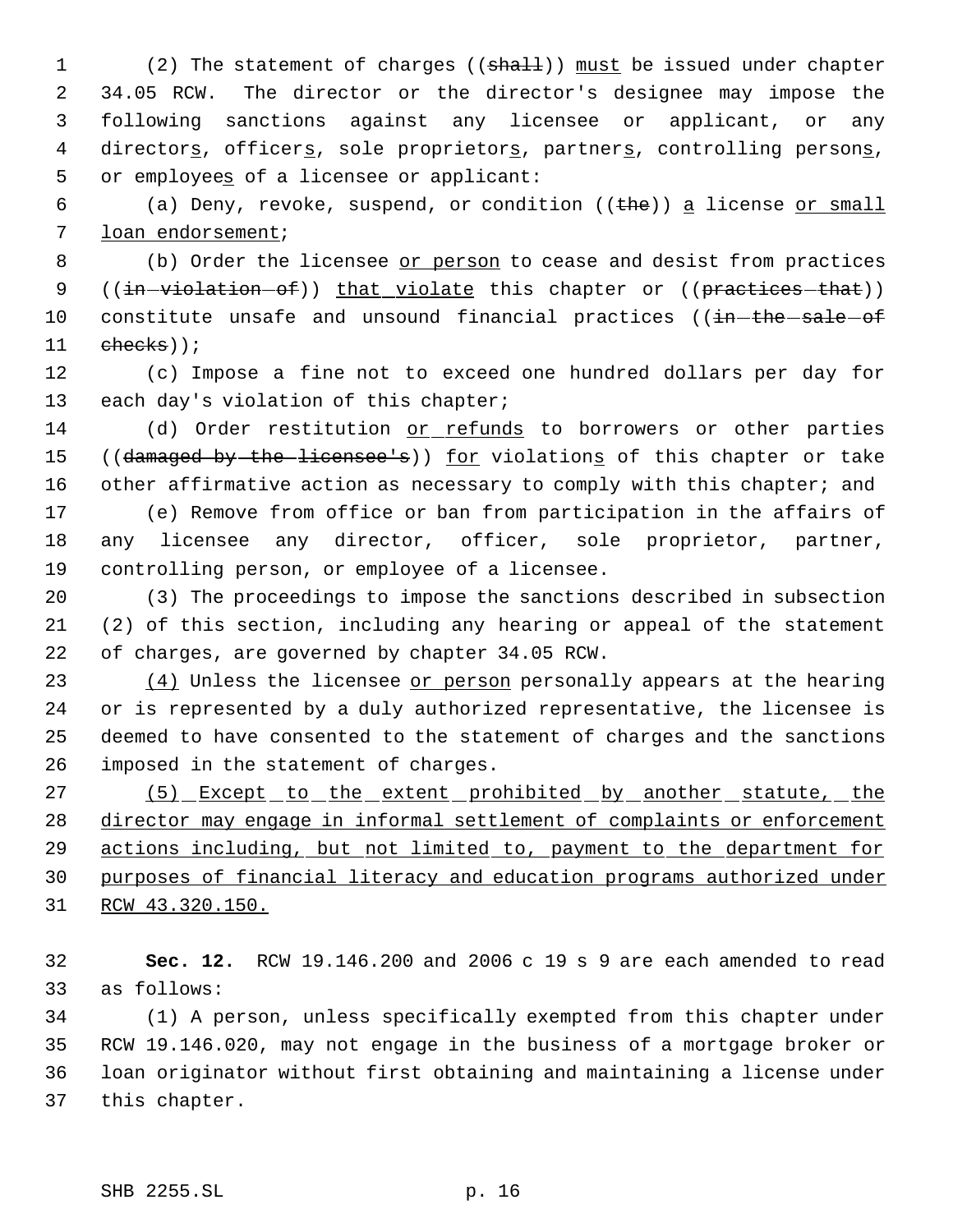(2) The statement of charges ((~~shall~~)) must be issued under chapter 34.05 RCW. The director or the director's designee may impose the following sanctions against any licensee or applicant, or any directors, officers, sole proprietors, partners, controlling persons, or employees of a licensee or applicant:

(a) Deny, revoke, suspend, or condition ((~~the~~)) a license or small loan endorsement;

(b) Order the licensee or person to cease and desist from practices ((~~in violation of~~)) that violate this chapter or ((~~practices that~~)) constitute unsafe and unsound financial practices ((~~in the sale of checks~~));

(c) Impose a fine not to exceed one hundred dollars per day for each day's violation of this chapter;

(d) Order restitution or refunds to borrowers or other parties ((~~damaged by the licensee's~~)) for violations of this chapter or take other affirmative action as necessary to comply with this chapter; and

(e) Remove from office or ban from participation in the affairs of any licensee any director, officer, sole proprietor, partner, controlling person, or employee of a licensee.

(3) The proceedings to impose the sanctions described in subsection (2) of this section, including any hearing or appeal of the statement of charges, are governed by chapter 34.05 RCW.

(4) Unless the licensee or person personally appears at the hearing or is represented by a duly authorized representative, the licensee is deemed to have consented to the statement of charges and the sanctions imposed in the statement of charges.

(5) Except to the extent prohibited by another statute, the director may engage in informal settlement of complaints or enforcement actions including, but not limited to, payment to the department for purposes of financial literacy and education programs authorized under RCW 43.320.150.

**Sec. 12.** RCW 19.146.200 and 2006 c 19 s 9 are each amended to read as follows:

(1) A person, unless specifically exempted from this chapter under RCW 19.146.020, may not engage in the business of a mortgage broker or loan originator without first obtaining and maintaining a license under this chapter.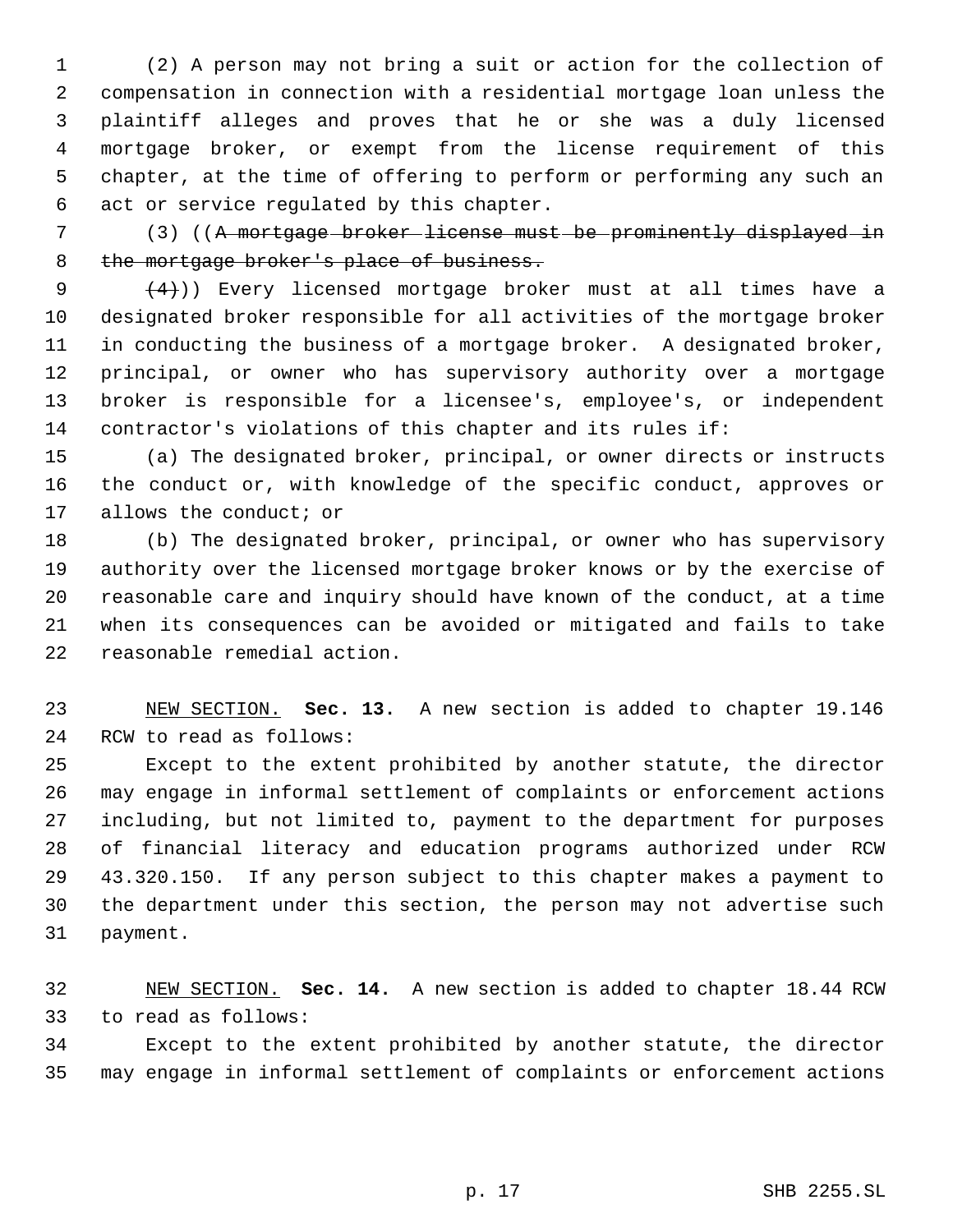(2) A person may not bring a suit or action for the collection of compensation in connection with a residential mortgage loan unless the plaintiff alleges and proves that he or she was a duly licensed mortgage broker, or exempt from the license requirement of this chapter, at the time of offering to perform or performing any such an act or service regulated by this chapter.

(3) ((~~A mortgage broker license must be prominently displayed in the mortgage broker's place of business.~~

~~(4)~~)) Every licensed mortgage broker must at all times have a designated broker responsible for all activities of the mortgage broker in conducting the business of a mortgage broker. A designated broker, principal, or owner who has supervisory authority over a mortgage broker is responsible for a licensee's, employee's, or independent contractor's violations of this chapter and its rules if:

(a) The designated broker, principal, or owner directs or instructs the conduct or, with knowledge of the specific conduct, approves or allows the conduct; or

(b) The designated broker, principal, or owner who has supervisory authority over the licensed mortgage broker knows or by the exercise of reasonable care and inquiry should have known of the conduct, at a time when its consequences can be avoided or mitigated and fails to take reasonable remedial action.

NEW SECTION. **Sec. 13.** A new section is added to chapter 19.146 RCW to read as follows:

Except to the extent prohibited by another statute, the director may engage in informal settlement of complaints or enforcement actions including, but not limited to, payment to the department for purposes of financial literacy and education programs authorized under RCW 43.320.150. If any person subject to this chapter makes a payment to the department under this section, the person may not advertise such payment.

NEW SECTION. **Sec. 14.** A new section is added to chapter 18.44 RCW to read as follows:

Except to the extent prohibited by another statute, the director may engage in informal settlement of complaints or enforcement actions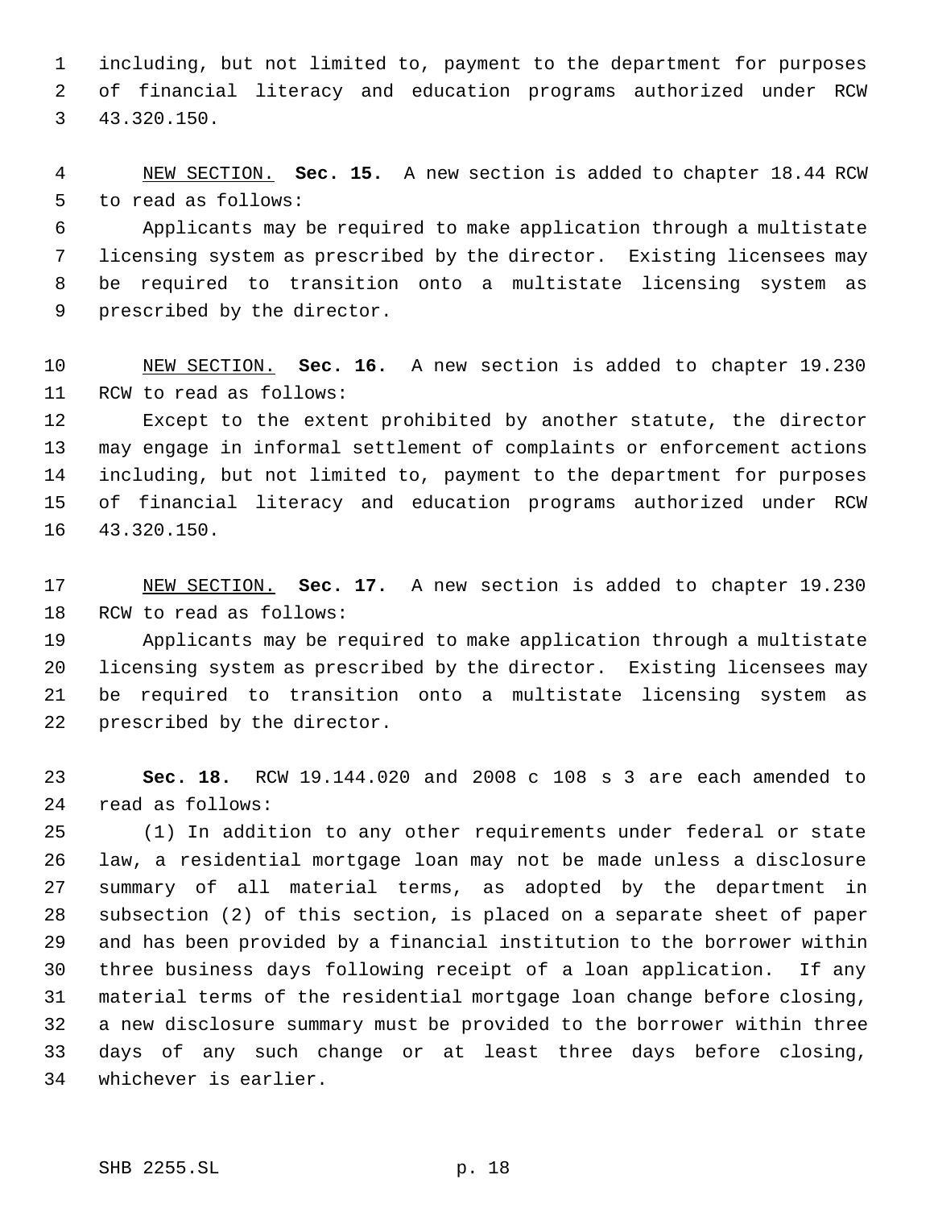including, but not limited to, payment to the department for purposes of financial literacy and education programs authorized under RCW 43.320.150.

NEW SECTION. **Sec. 15.** A new section is added to chapter 18.44 RCW to read as follows:

Applicants may be required to make application through a multistate licensing system as prescribed by the director. Existing licensees may be required to transition onto a multistate licensing system as prescribed by the director.

NEW SECTION. **Sec. 16.** A new section is added to chapter 19.230 RCW to read as follows:

Except to the extent prohibited by another statute, the director may engage in informal settlement of complaints or enforcement actions including, but not limited to, payment to the department for purposes of financial literacy and education programs authorized under RCW 43.320.150.

NEW SECTION. **Sec. 17.** A new section is added to chapter 19.230 RCW to read as follows:

Applicants may be required to make application through a multistate licensing system as prescribed by the director. Existing licensees may be required to transition onto a multistate licensing system as prescribed by the director.

**Sec. 18.** RCW 19.144.020 and 2008 c 108 s 3 are each amended to read as follows:

(1) In addition to any other requirements under federal or state law, a residential mortgage loan may not be made unless a disclosure summary of all material terms, as adopted by the department in subsection (2) of this section, is placed on a separate sheet of paper and has been provided by a financial institution to the borrower within three business days following receipt of a loan application. If any material terms of the residential mortgage loan change before closing, a new disclosure summary must be provided to the borrower within three days of any such change or at least three days before closing, whichever is earlier.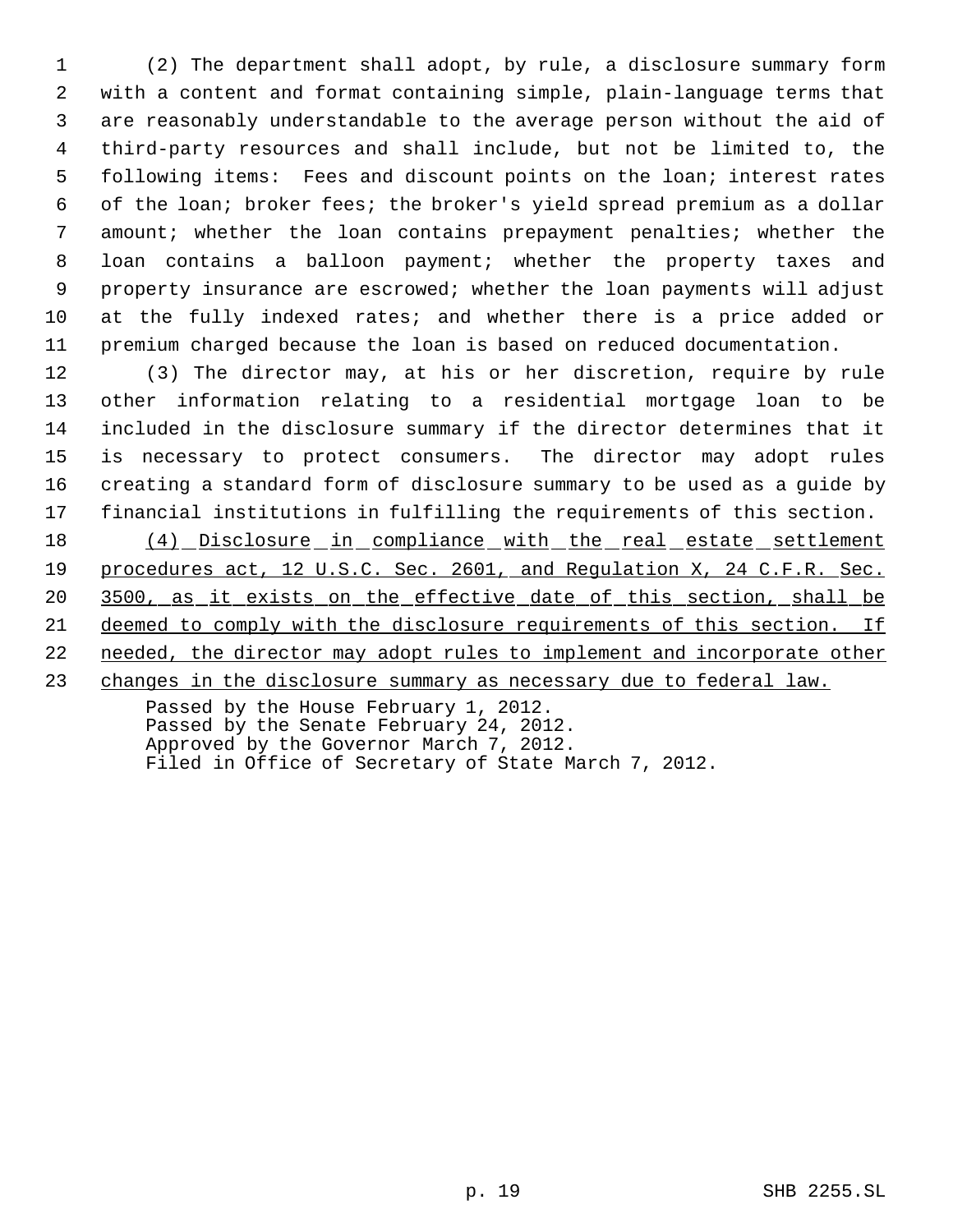(2) The department shall adopt, by rule, a disclosure summary form with a content and format containing simple, plain-language terms that are reasonably understandable to the average person without the aid of third-party resources and shall include, but not be limited to, the following items: Fees and discount points on the loan; interest rates of the loan; broker fees; the broker's yield spread premium as a dollar amount; whether the loan contains prepayment penalties; whether the loan contains a balloon payment; whether the property taxes and property insurance are escrowed; whether the loan payments will adjust at the fully indexed rates; and whether there is a price added or premium charged because the loan is based on reduced documentation.

(3) The director may, at his or her discretion, require by rule other information relating to a residential mortgage loan to be included in the disclosure summary if the director determines that it is necessary to protect consumers. The director may adopt rules creating a standard form of disclosure summary to be used as a guide by financial institutions in fulfilling the requirements of this section.

<u>(4) Disclosure in compliance with the real estate settlement procedures act, 12 U.S.C. Sec. 2601, and Regulation X, 24 C.F.R. Sec. 3500, as it exists on the effective date of this section, shall be deemed to comply with the disclosure requirements of this section. If needed, the director may adopt rules to implement and incorporate other changes in the disclosure summary as necessary due to federal law.</u>

Passed by the House February 1, 2012.
Passed by the Senate February 24, 2012.
Approved by the Governor March 7, 2012.
Filed in Office of Secretary of State March 7, 2012.